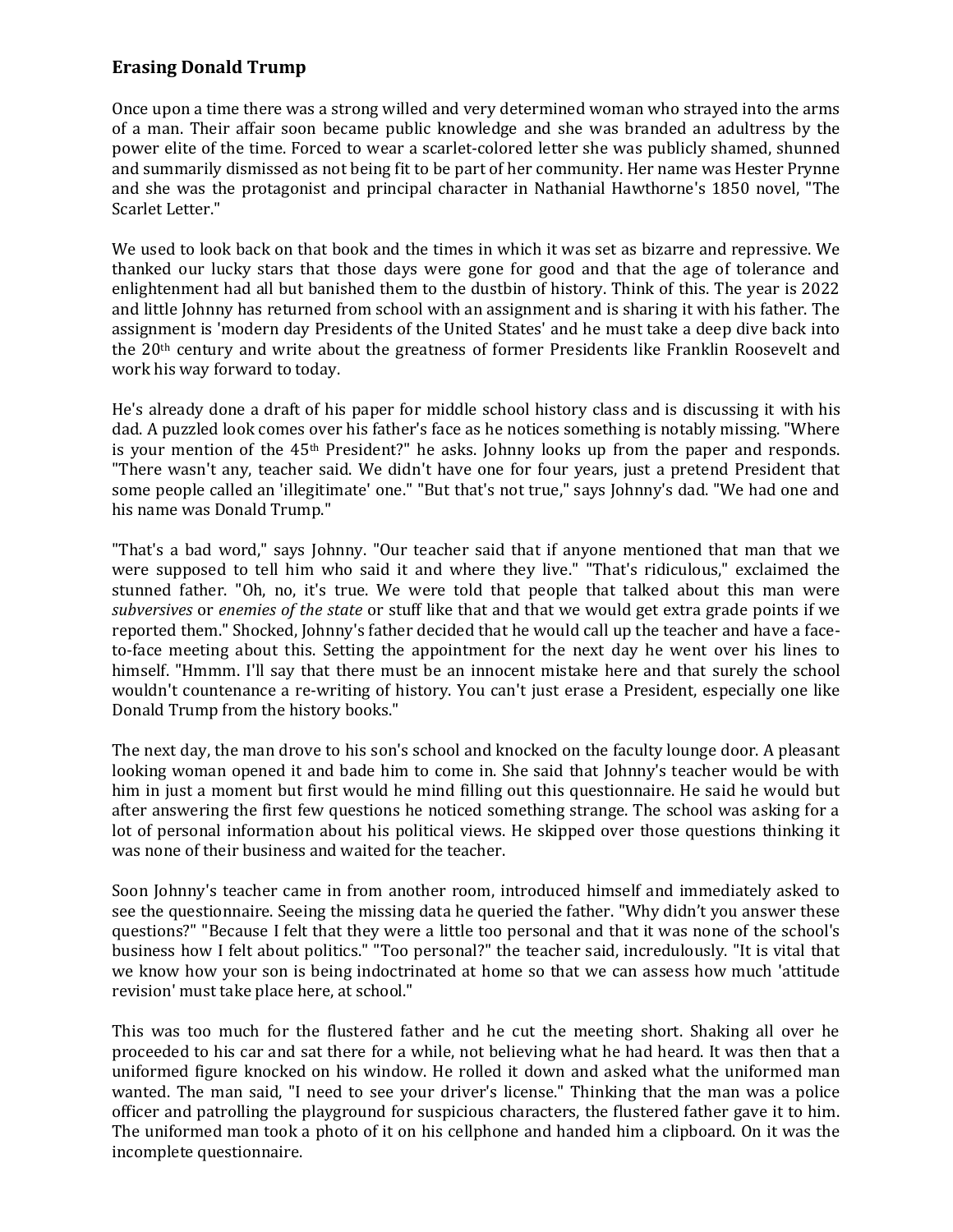## Erasing Donald Trump

Once upon a time there was a strong willed and very determined woman who strayed into the arms of a man. Their affair soon became public knowledge and she was branded an adultress by the power elite of the time. Forced to wear a scarlet-colored letter she was publicly shamed, shunned and summarily dismissed as not being fit to be part of her community. Her name was Hester Prynne and she was the protagonist and principal character in Nathanial Hawthorne's 1850 novel, "The Scarlet Letter."

We used to look back on that book and the times in which it was set as bizarre and repressive. We thanked our lucky stars that those days were gone for good and that the age of tolerance and enlightenment had all but banished them to the dustbin of history. Think of this. The year is 2022 and little Johnny has returned from school with an assignment and is sharing it with his father. The assignment is 'modern day Presidents of the United States' and he must take a deep dive back into the 20th century and write about the greatness of former Presidents like Franklin Roosevelt and work his way forward to today.

He's already done a draft of his paper for middle school history class and is discussing it with his dad. A puzzled look comes over his father's face as he notices something is notably missing. "Where is your mention of the 45th President?" he asks. Johnny looks up from the paper and responds. "There wasn't any, teacher said. We didn't have one for four years, just a pretend President that some people called an 'illegitimate' one." "But that's not true," says Johnny's dad. "We had one and his name was Donald Trump."

"That's a bad word," says Johnny. "Our teacher said that if anyone mentioned that man that we were supposed to tell him who said it and where they live." "That's ridiculous," exclaimed the stunned father. "Oh, no, it's true. We were told that people that talked about this man were *subversives* or *enemies of the state* or stuff like that and that we would get extra grade points if we reported them." Shocked, Johnny's father decided that he would call up the teacher and have a face-to-face meeting about this. Setting the appointment for the next day he went over his lines to himself. "Hmmm. I'll say that there must be an innocent mistake here and that surely the school wouldn't countenance a re-writing of history. You can't just erase a President, especially one like Donald Trump from the history books."

The next day, the man drove to his son's school and knocked on the faculty lounge door. A pleasant looking woman opened it and bade him to come in. She said that Johnny's teacher would be with him in just a moment but first would he mind filling out this questionnaire. He said he would but after answering the first few questions he noticed something strange. The school was asking for a lot of personal information about his political views. He skipped over those questions thinking it was none of their business and waited for the teacher.

Soon Johnny's teacher came in from another room, introduced himself and immediately asked to see the questionnaire. Seeing the missing data he queried the father. "Why didn't you answer these questions?" "Because I felt that they were a little too personal and that it was none of the school's business how I felt about politics." "Too personal?" the teacher said, incredulously. "It is vital that we know how your son is being indoctrinated at home so that we can assess how much 'attitude revision' must take place here, at school."

This was too much for the flustered father and he cut the meeting short. Shaking all over he proceeded to his car and sat there for a while, not believing what he had heard. It was then that a uniformed figure knocked on his window. He rolled it down and asked what the uniformed man wanted. The man said, "I need to see your driver's license." Thinking that the man was a police officer and patrolling the playground for suspicious characters, the flustered father gave it to him. The uniformed man took a photo of it on his cellphone and handed him a clipboard. On it was the incomplete questionnaire.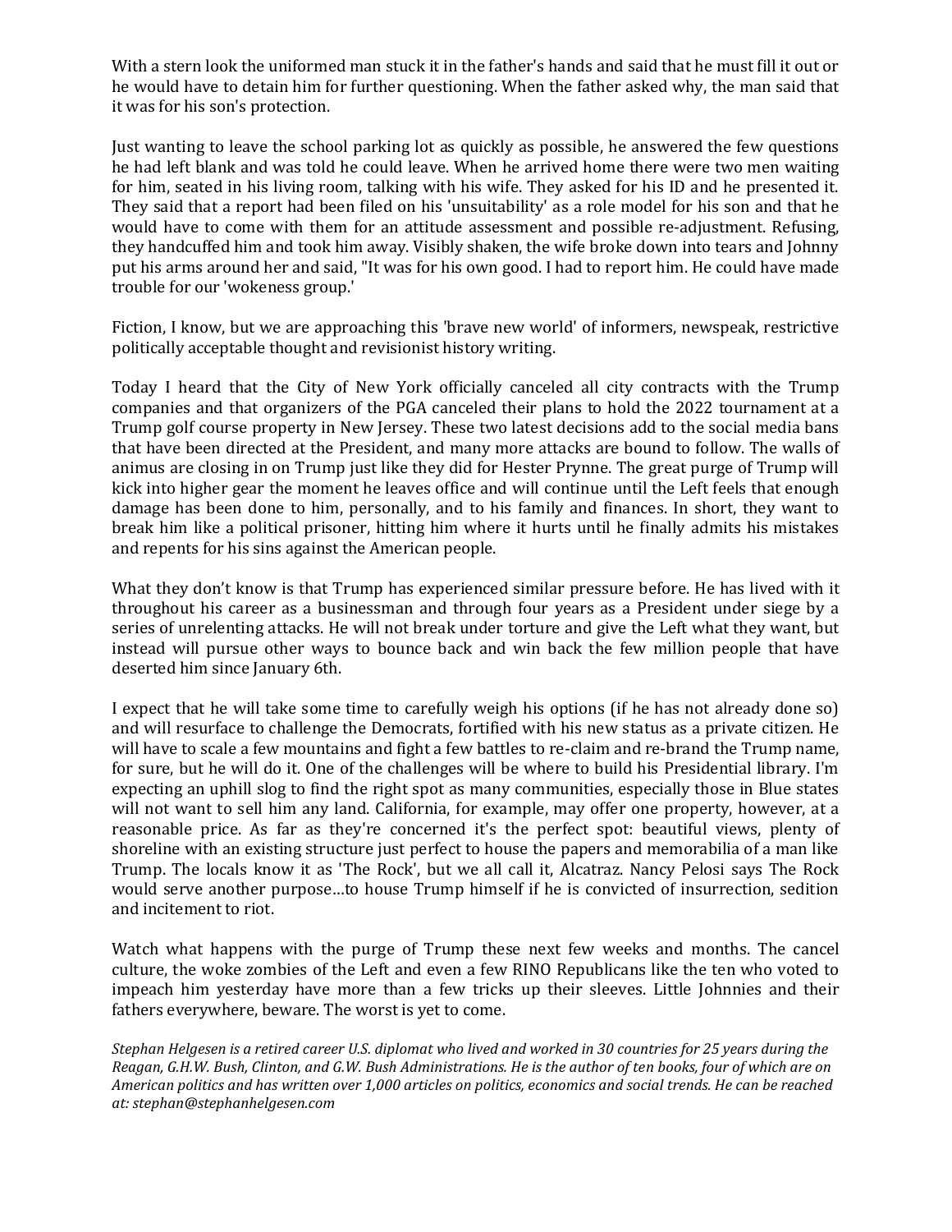With a stern look the uniformed man stuck it in the father's hands and said that he must fill it out or he would have to detain him for further questioning. When the father asked why, the man said that it was for his son's protection.

Just wanting to leave the school parking lot as quickly as possible, he answered the few questions he had left blank and was told he could leave. When he arrived home there were two men waiting for him, seated in his living room, talking with his wife. They asked for his ID and he presented it. They said that a report had been filed on his 'unsuitability' as a role model for his son and that he would have to come with them for an attitude assessment and possible re-adjustment. Refusing, they handcuffed him and took him away. Visibly shaken, the wife broke down into tears and Johnny put his arms around her and said, "It was for his own good. I had to report him. He could have made trouble for our 'wokeness group.'

Fiction, I know, but we are approaching this 'brave new world' of informers, newspeak, restrictive politically acceptable thought and revisionist history writing.

Today I heard that the City of New York officially canceled all city contracts with the Trump companies and that organizers of the PGA canceled their plans to hold the 2022 tournament at a Trump golf course property in New Jersey. These two latest decisions add to the social media bans that have been directed at the President, and many more attacks are bound to follow. The walls of animus are closing in on Trump just like they did for Hester Prynne. The great purge of Trump will kick into higher gear the moment he leaves office and will continue until the Left feels that enough damage has been done to him, personally, and to his family and finances. In short, they want to break him like a political prisoner, hitting him where it hurts until he finally admits his mistakes and repents for his sins against the American people.

What they don't know is that Trump has experienced similar pressure before. He has lived with it throughout his career as a businessman and through four years as a President under siege by a series of unrelenting attacks. He will not break under torture and give the Left what they want, but instead will pursue other ways to bounce back and win back the few million people that have deserted him since January 6th.

I expect that he will take some time to carefully weigh his options (if he has not already done so) and will resurface to challenge the Democrats, fortified with his new status as a private citizen. He will have to scale a few mountains and fight a few battles to re-claim and re-brand the Trump name, for sure, but he will do it. One of the challenges will be where to build his Presidential library. I'm expecting an uphill slog to find the right spot as many communities, especially those in Blue states will not want to sell him any land. California, for example, may offer one property, however, at a reasonable price. As far as they're concerned it's the perfect spot: beautiful views, plenty of shoreline with an existing structure just perfect to house the papers and memorabilia of a man like Trump. The locals know it as 'The Rock', but we all call it, Alcatraz. Nancy Pelosi says The Rock would serve another purpose…to house Trump himself if he is convicted of insurrection, sedition and incitement to riot.

Watch what happens with the purge of Trump these next few weeks and months. The cancel culture, the woke zombies of the Left and even a few RINO Republicans like the ten who voted to impeach him yesterday have more than a few tricks up their sleeves. Little Johnnies and their fathers everywhere, beware. The worst is yet to come.

*Stephan Helgesen is a retired career U.S. diplomat who lived and worked in 30 countries for 25 years during the Reagan, G.H.W. Bush, Clinton, and G.W. Bush Administrations. He is the author of ten books, four of which are on American politics and has written over 1,000 articles on politics, economics and social trends. He can be reached at: stephan@stephanhelgesen.com*